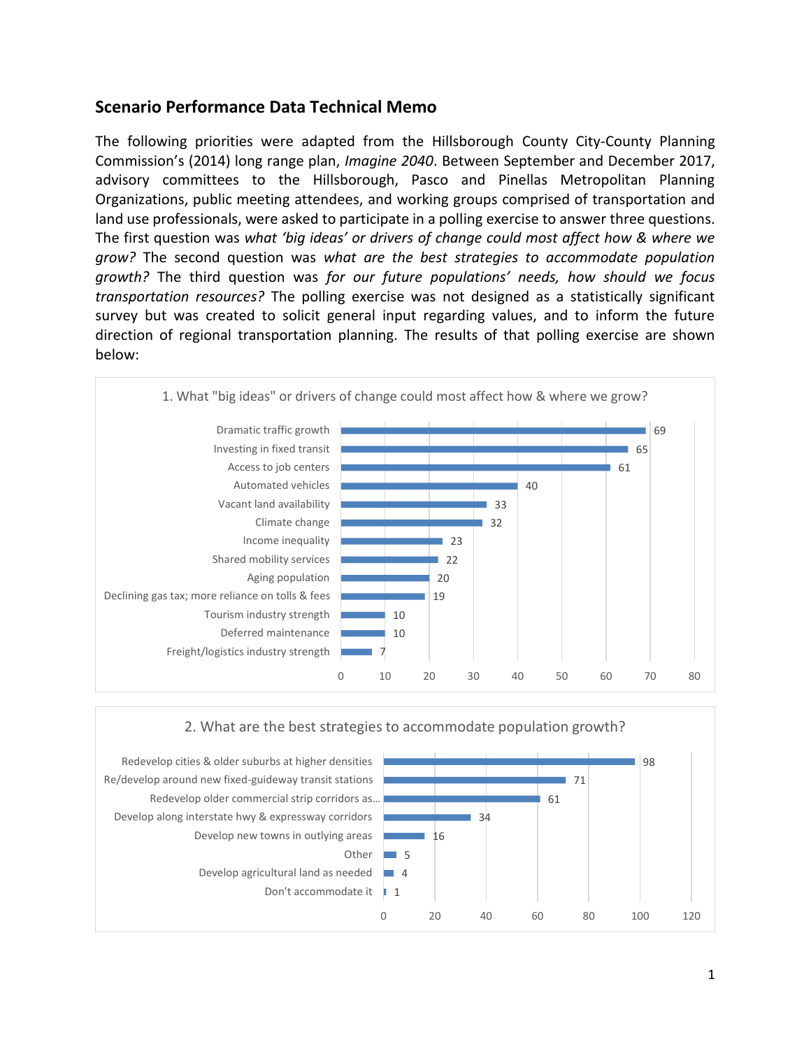## Scenario Performance Data Technical Memo

The following priorities were adapted from the Hillsborough County City-County Planning Commission's (2014) long range plan, *Imagine 2040*. Between September and December 2017, advisory committees to the Hillsborough, Pasco and Pinellas Metropolitan Planning Organizations, public meeting attendees, and working groups comprised of transportation and land use professionals, were asked to participate in a polling exercise to answer three questions. The first question was *what 'big ideas' or drivers of change could most affect how & where we grow?* The second question was *what are the best strategies to accommodate population growth?* The third question was *for our future populations' needs, how should we focus transportation resources?* The polling exercise was not designed as a statistically significant survey but was created to solicit general input regarding values, and to inform the future direction of regional transportation planning. The results of that polling exercise are shown below:

**1. What "big ideas" or drivers of change could most affect how & where we grow?**

| Driver of change | Responses |
|---|---|
| Dramatic traffic growth | 69 |
| Investing in fixed transit | 65 |
| Access to job centers | 61 |
| Automated vehicles | 40 |
| Vacant land availability | 33 |
| Climate change | 32 |
| Income inequality | 23 |
| Shared mobility services | 22 |
| Aging population | 20 |
| Declining gas tax; more reliance on tolls & fees | 19 |
| Tourism industry strength | 10 |
| Deferred maintenance | 10 |
| Freight/logistics industry strength | 7 |

**2. What are the best strategies to accommodate population growth?**

| Strategy | Responses |
|---|---|
| Redevelop cities & older suburbs at higher densities | 98 |
| Re/develop around new fixed-guideway transit stations | 71 |
| Redevelop older commercial strip corridors as... | 61 |
| Develop along interstate hwy & expressway corridors | 34 |
| Develop new towns in outlying areas | 16 |
| Other | 5 |
| Develop agricultural land as needed | 4 |
| Don't accommodate it | 1 |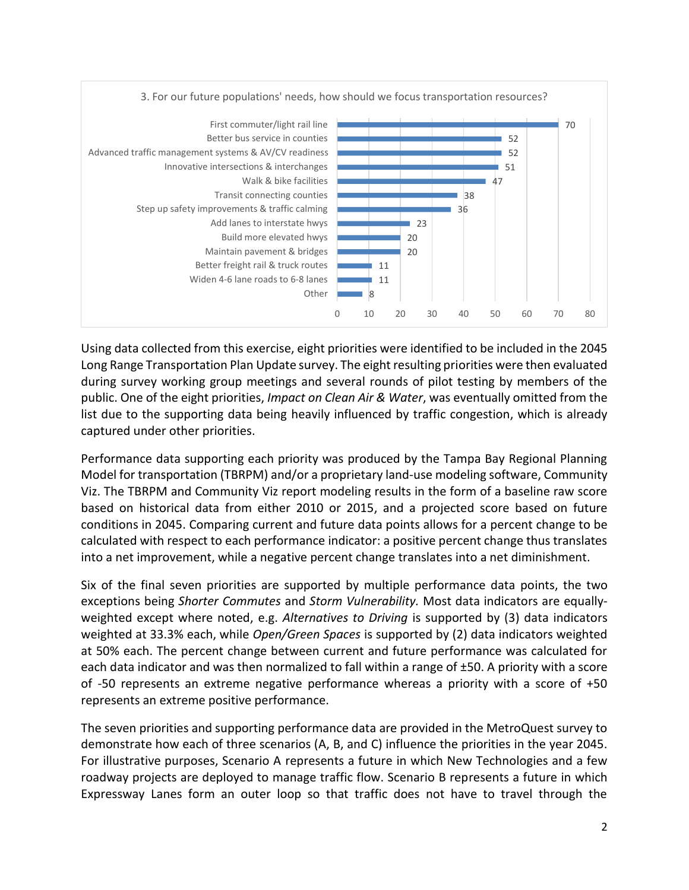3. For our future populations' needs, how should we focus transportation resources?

| Response | Count |
|---|---|
| First commuter/light rail line | 70 |
| Better bus service in counties | 52 |
| Advanced traffic management systems & AV/CV readiness | 52 |
| Innovative intersections & interchanges | 51 |
| Walk & bike facilities | 47 |
| Transit connecting counties | 38 |
| Step up safety improvements & traffic calming | 36 |
| Add lanes to interstate hwys | 23 |
| Build more elevated hwys | 20 |
| Maintain pavement & bridges | 20 |
| Better freight rail & truck routes | 11 |
| Widen 4-6 lane roads to 6-8 lanes | 11 |
| Other | 8 |

Using data collected from this exercise, eight priorities were identified to be included in the 2045 Long Range Transportation Plan Update survey. The eight resulting priorities were then evaluated during survey working group meetings and several rounds of pilot testing by members of the public. One of the eight priorities, *Impact on Clean Air & Water*, was eventually omitted from the list due to the supporting data being heavily influenced by traffic congestion, which is already captured under other priorities.

Performance data supporting each priority was produced by the Tampa Bay Regional Planning Model for transportation (TBRPM) and/or a proprietary land-use modeling software, Community Viz. The TBRPM and Community Viz report modeling results in the form of a baseline raw score based on historical data from either 2010 or 2015, and a projected score based on future conditions in 2045. Comparing current and future data points allows for a percent change to be calculated with respect to each performance indicator: a positive percent change thus translates into a net improvement, while a negative percent change translates into a net diminishment.

Six of the final seven priorities are supported by multiple performance data points, the two exceptions being *Shorter Commutes* and *Storm Vulnerability.* Most data indicators are equally-weighted except where noted, e.g. *Alternatives to Driving* is supported by (3) data indicators weighted at 33.3% each, while *Open/Green Spaces* is supported by (2) data indicators weighted at 50% each. The percent change between current and future performance was calculated for each data indicator and was then normalized to fall within a range of ±50. A priority with a score of -50 represents an extreme negative performance whereas a priority with a score of +50 represents an extreme positive performance.

The seven priorities and supporting performance data are provided in the MetroQuest survey to demonstrate how each of three scenarios (A, B, and C) influence the priorities in the year 2045. For illustrative purposes, Scenario A represents a future in which New Technologies and a few roadway projects are deployed to manage traffic flow. Scenario B represents a future in which Expressway Lanes form an outer loop so that traffic does not have to travel through the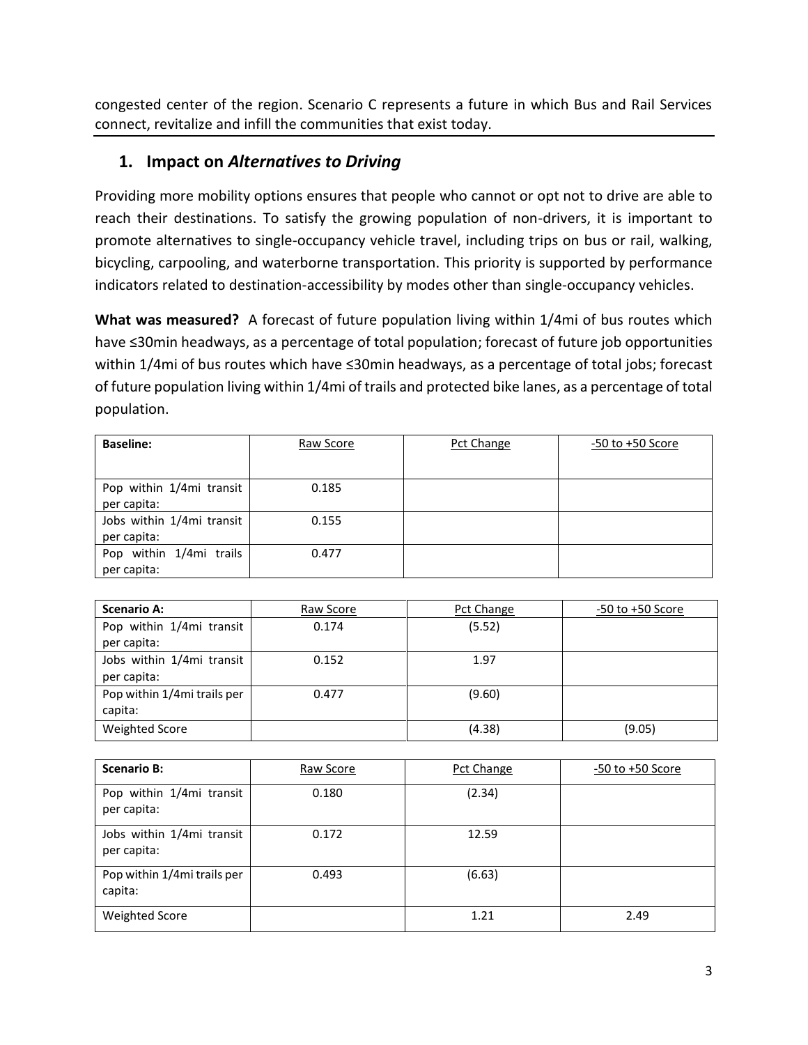congested center of the region. Scenario C represents a future in which Bus and Rail Services connect, revitalize and infill the communities that exist today.

## 1. Impact on *Alternatives to Driving*

Providing more mobility options ensures that people who cannot or opt not to drive are able to reach their destinations. To satisfy the growing population of non-drivers, it is important to promote alternatives to single-occupancy vehicle travel, including trips on bus or rail, walking, bicycling, carpooling, and waterborne transportation. This priority is supported by performance indicators related to destination-accessibility by modes other than single-occupancy vehicles.

**What was measured?** A forecast of future population living within 1/4mi of bus routes which have ≤30min headways, as a percentage of total population; forecast of future job opportunities within 1/4mi of bus routes which have ≤30min headways, as a percentage of total jobs; forecast of future population living within 1/4mi of trails and protected bike lanes, as a percentage of total population.

| **Baseline:** | Raw Score | Pct Change | -50 to +50 Score |
|---|---|---|---|
| Pop within 1/4mi transit per capita: | 0.185 | | |
| Jobs within 1/4mi transit per capita: | 0.155 | | |
| Pop within 1/4mi trails per capita: | 0.477 | | |

| **Scenario A:** | Raw Score | Pct Change | -50 to +50 Score |
|---|---|---|---|
| Pop within 1/4mi transit per capita: | 0.174 | (5.52) | |
| Jobs within 1/4mi transit per capita: | 0.152 | 1.97 | |
| Pop within 1/4mi trails per capita: | 0.477 | (9.60) | |
| Weighted Score | | (4.38) | (9.05) |

| **Scenario B:** | Raw Score | Pct Change | -50 to +50 Score |
|---|---|---|---|
| Pop within 1/4mi transit per capita: | 0.180 | (2.34) | |
| Jobs within 1/4mi transit per capita: | 0.172 | 12.59 | |
| Pop within 1/4mi trails per capita: | 0.493 | (6.63) | |
| Weighted Score | | 1.21 | 2.49 |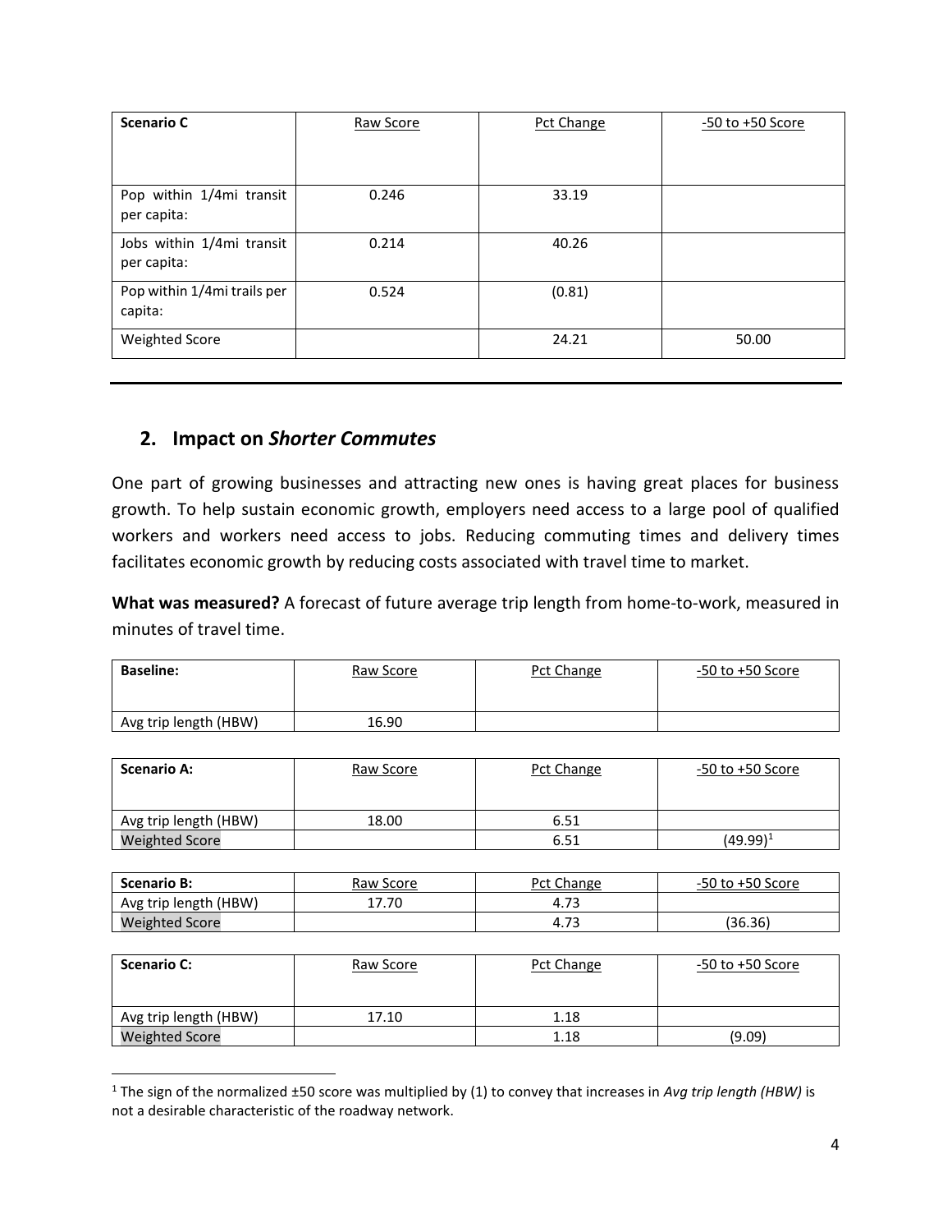| Scenario C | Raw Score | Pct Change | -50 to +50 Score |
| --- | --- | --- | --- |
| Pop within 1/4mi transit per capita: | 0.246 | 33.19 | |
| Jobs within 1/4mi transit per capita: | 0.214 | 40.26 | |
| Pop within 1/4mi trails per capita: | 0.524 | (0.81) | |
| Weighted Score | | 24.21 | 50.00 |

---

## 2. Impact on *Shorter Commutes*

One part of growing businesses and attracting new ones is having great places for business growth. To help sustain economic growth, employers need access to a large pool of qualified workers and workers need access to jobs. Reducing commuting times and delivery times facilitates economic growth by reducing costs associated with travel time to market.

**What was measured?** A forecast of future average trip length from home-to-work, measured in minutes of travel time.

| Baseline: | Raw Score | Pct Change | -50 to +50 Score |
| --- | --- | --- | --- |
| Avg trip length (HBW) | 16.90 | | |

| Scenario A: | Raw Score | Pct Change | -50 to +50 Score |
| --- | --- | --- | --- |
| Avg trip length (HBW) | 18.00 | 6.51 | |
| Weighted Score | | 6.51 | (49.99)[1] |

| Scenario B: | Raw Score | Pct Change | -50 to +50 Score |
| --- | --- | --- | --- |
| Avg trip length (HBW) | 17.70 | 4.73 | |
| Weighted Score | | 4.73 | (36.36) |

| Scenario C: | Raw Score | Pct Change | -50 to +50 Score |
| --- | --- | --- | --- |
| Avg trip length (HBW) | 17.10 | 1.18 | |
| Weighted Score | | 1.18 | (9.09) |

[1] The sign of the normalized ±50 score was multiplied by (1) to convey that increases in *Avg trip length (HBW)* is not a desirable characteristic of the roadway network.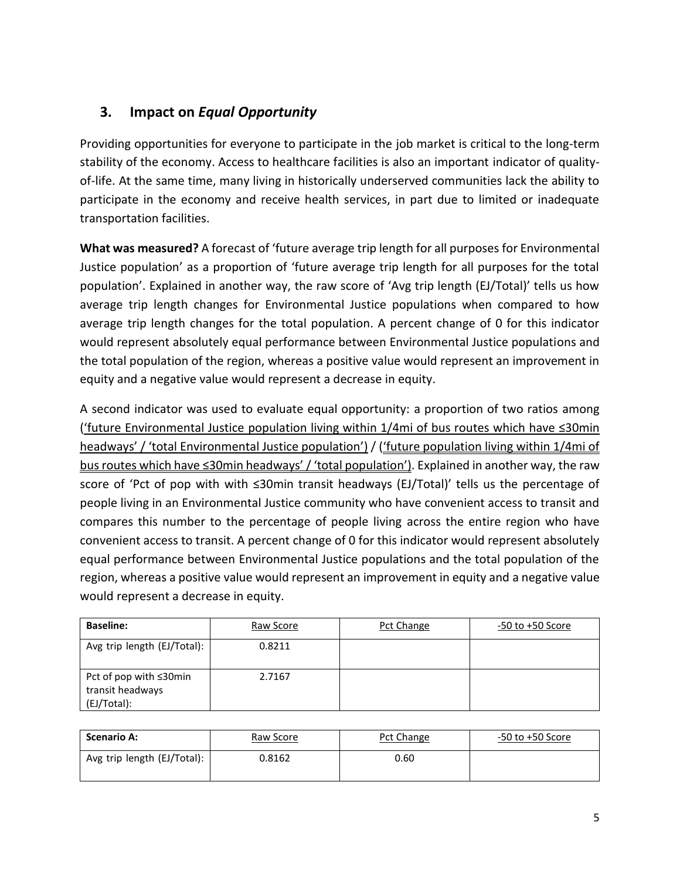## 3. Impact on *Equal Opportunity*

Providing opportunities for everyone to participate in the job market is critical to the long-term stability of the economy. Access to healthcare facilities is also an important indicator of quality-of-life. At the same time, many living in historically underserved communities lack the ability to participate in the economy and receive health services, in part due to limited or inadequate transportation facilities.

**What was measured?** A forecast of 'future average trip length for all purposes for Environmental Justice population' as a proportion of 'future average trip length for all purposes for the total population'. Explained in another way, the raw score of 'Avg trip length (EJ/Total)' tells us how average trip length changes for Environmental Justice populations when compared to how average trip length changes for the total population. A percent change of 0 for this indicator would represent absolutely equal performance between Environmental Justice populations and the total population of the region, whereas a positive value would represent an improvement in equity and a negative value would represent a decrease in equity.

A second indicator was used to evaluate equal opportunity: a proportion of two ratios among ('future Environmental Justice population living within 1/4mi of bus routes which have ≤30min headways' / 'total Environmental Justice population') / ('future population living within 1/4mi of bus routes which have ≤30min headways' / 'total population'). Explained in another way, the raw score of 'Pct of pop with with ≤30min transit headways (EJ/Total)' tells us the percentage of people living in an Environmental Justice community who have convenient access to transit and compares this number to the percentage of people living across the entire region who have convenient access to transit. A percent change of 0 for this indicator would represent absolutely equal performance between Environmental Justice populations and the total population of the region, whereas a positive value would represent an improvement in equity and a negative value would represent a decrease in equity.

| **Baseline:** | Raw Score | Pct Change | -50 to +50 Score |
|---|---|---|---|
| Avg trip length (EJ/Total): | 0.8211 | | |
| Pct of pop with ≤30min transit headways (EJ/Total): | 2.7167 | | |

| **Scenario A:** | Raw Score | Pct Change | -50 to +50 Score |
|---|---|---|---|
| Avg trip length (EJ/Total): | 0.8162 | 0.60 | |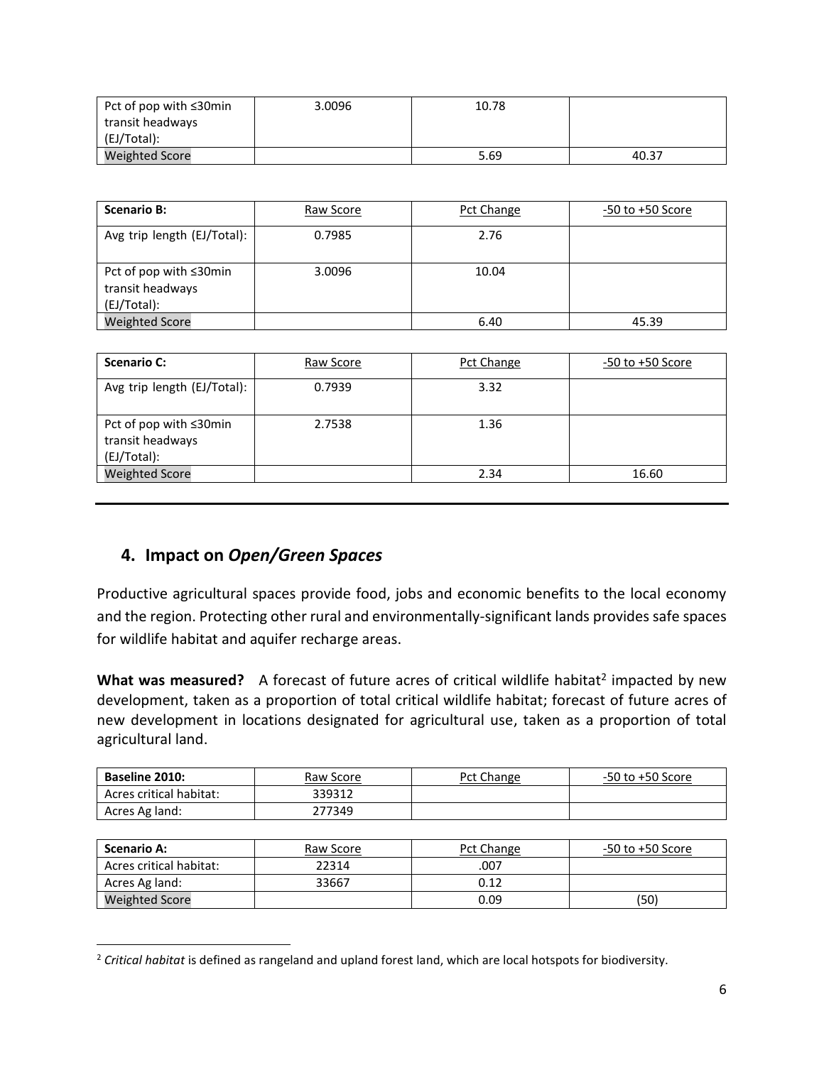| | | | |
|---|---|---|---|
| Pct of pop with ≤30min transit headways (EJ/Total): | 3.0096 | 10.78 | |
| Weighted Score | | 5.69 | 40.37 |

| **Scenario B:** | Raw Score | Pct Change | -50 to +50 Score |
|---|---|---|---|
| Avg trip length (EJ/Total): | 0.7985 | 2.76 | |
| Pct of pop with ≤30min transit headways (EJ/Total): | 3.0096 | 10.04 | |
| Weighted Score | | 6.40 | 45.39 |

| **Scenario C:** | Raw Score | Pct Change | -50 to +50 Score |
|---|---|---|---|
| Avg trip length (EJ/Total): | 0.7939 | 3.32 | |
| Pct of pop with ≤30min transit headways (EJ/Total): | 2.7538 | 1.36 | |
| Weighted Score | | 2.34 | 16.60 |

## 4. Impact on *Open/Green Spaces*

Productive agricultural spaces provide food, jobs and economic benefits to the local economy and the region. Protecting other rural and environmentally-significant lands provides safe spaces for wildlife habitat and aquifer recharge areas.

**What was measured?** A forecast of future acres of critical wildlife habitat[2] impacted by new development, taken as a proportion of total critical wildlife habitat; forecast of future acres of new development in locations designated for agricultural use, taken as a proportion of total agricultural land.

| **Baseline 2010:** | Raw Score | Pct Change | -50 to +50 Score |
|---|---|---|---|
| Acres critical habitat: | 339312 | | |
| Acres Ag land: | 277349 | | |

| **Scenario A:** | Raw Score | Pct Change | -50 to +50 Score |
|---|---|---|---|
| Acres critical habitat: | 22314 | .007 | |
| Acres Ag land: | 33667 | 0.12 | |
| Weighted Score | | 0.09 | (50) |

[2] *Critical habitat* is defined as rangeland and upland forest land, which are local hotspots for biodiversity.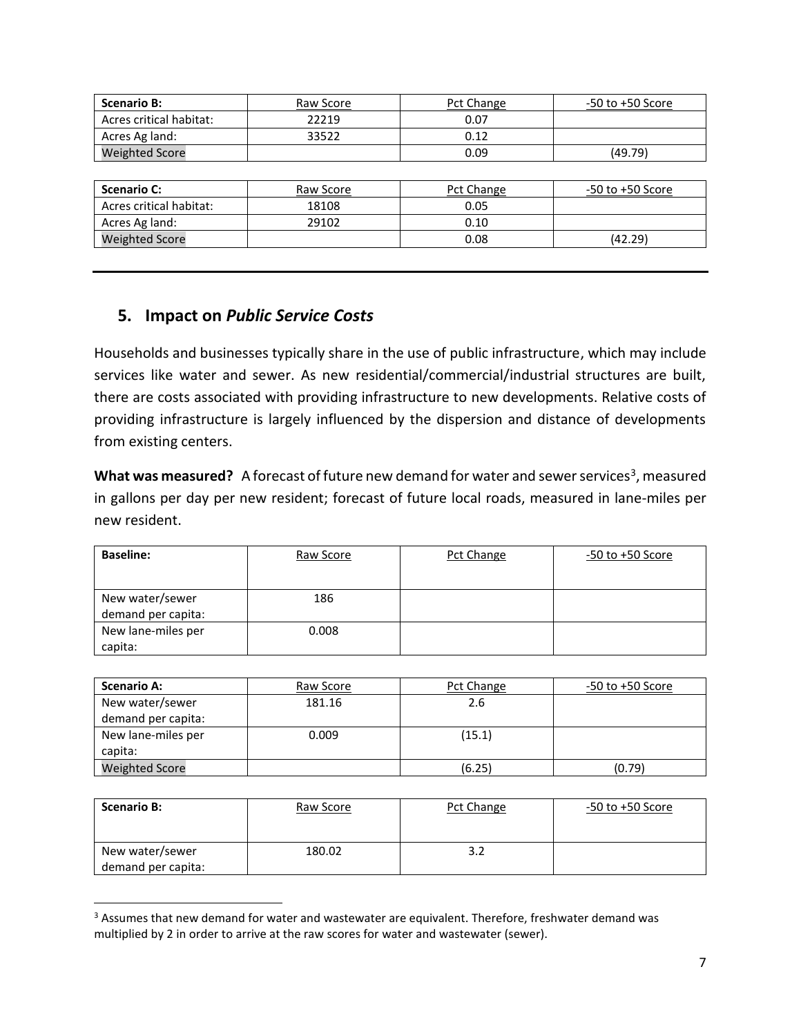| **Scenario B:** | Raw Score | Pct Change | -50 to +50 Score |
| --- | --- | --- | --- |
| Acres critical habitat: | 22219 | 0.07 | |
| Acres Ag land: | 33522 | 0.12 | |
| Weighted Score | | 0.09 | (49.79) |

| **Scenario C:** | Raw Score | Pct Change | -50 to +50 Score |
| --- | --- | --- | --- |
| Acres critical habitat: | 18108 | 0.05 | |
| Acres Ag land: | 29102 | 0.10 | |
| Weighted Score | | 0.08 | (42.29) |

## 5. Impact on *Public Service Costs*

Households and businesses typically share in the use of public infrastructure, which may include services like water and sewer. As new residential/commercial/industrial structures are built, there are costs associated with providing infrastructure to new developments. Relative costs of providing infrastructure is largely influenced by the dispersion and distance of developments from existing centers.

**What was measured?** A forecast of future new demand for water and sewer services[3], measured in gallons per day per new resident; forecast of future local roads, measured in lane-miles per new resident.

| **Baseline:** | Raw Score | Pct Change | -50 to +50 Score |
| --- | --- | --- | --- |
| New water/sewer demand per capita: | 186 | | |
| New lane-miles per capita: | 0.008 | | |

| **Scenario A:** | Raw Score | Pct Change | -50 to +50 Score |
| --- | --- | --- | --- |
| New water/sewer demand per capita: | 181.16 | 2.6 | |
| New lane-miles per capita: | 0.009 | (15.1) | |
| Weighted Score | | (6.25) | (0.79) |

| **Scenario B:** | Raw Score | Pct Change | -50 to +50 Score |
| --- | --- | --- | --- |
| New water/sewer demand per capita: | 180.02 | 3.2 | |

[3] Assumes that new demand for water and wastewater are equivalent. Therefore, freshwater demand was multiplied by 2 in order to arrive at the raw scores for water and wastewater (sewer).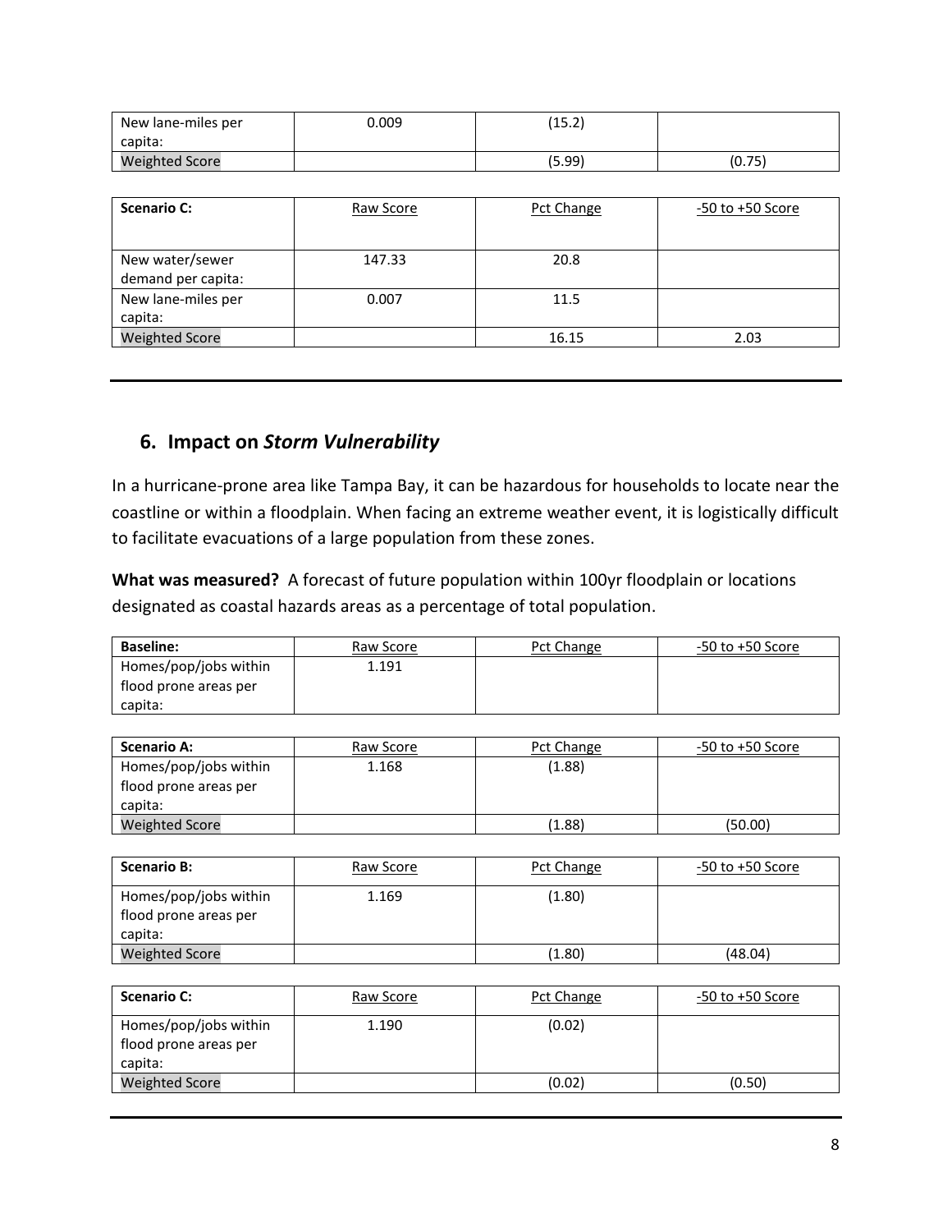| | | | |
|---|---|---|---|
| New lane-miles per capita: | 0.009 | (15.2) | |
| Weighted Score | | (5.99) | (0.75) |

| Scenario C: | Raw Score | Pct Change | -50 to +50 Score |
|---|---|---|---|
| New water/sewer demand per capita: | 147.33 | 20.8 | |
| New lane-miles per capita: | 0.007 | 11.5 | |
| Weighted Score | | 16.15 | 2.03 |

## 6. Impact on *Storm Vulnerability*

In a hurricane-prone area like Tampa Bay, it can be hazardous for households to locate near the coastline or within a floodplain. When facing an extreme weather event, it is logistically difficult to facilitate evacuations of a large population from these zones.

**What was measured?** A forecast of future population within 100yr floodplain or locations designated as coastal hazards areas as a percentage of total population.

| Baseline: | Raw Score | Pct Change | -50 to +50 Score |
|---|---|---|---|
| Homes/pop/jobs within flood prone areas per capita: | 1.191 | | |

| Scenario A: | Raw Score | Pct Change | -50 to +50 Score |
|---|---|---|---|
| Homes/pop/jobs within flood prone areas per capita: | 1.168 | (1.88) | |
| Weighted Score | | (1.88) | (50.00) |

| Scenario B: | Raw Score | Pct Change | -50 to +50 Score |
|---|---|---|---|
| Homes/pop/jobs within flood prone areas per capita: | 1.169 | (1.80) | |
| Weighted Score | | (1.80) | (48.04) |

| Scenario C: | Raw Score | Pct Change | -50 to +50 Score |
|---|---|---|---|
| Homes/pop/jobs within flood prone areas per capita: | 1.190 | (0.02) | |
| Weighted Score | | (0.02) | (0.50) |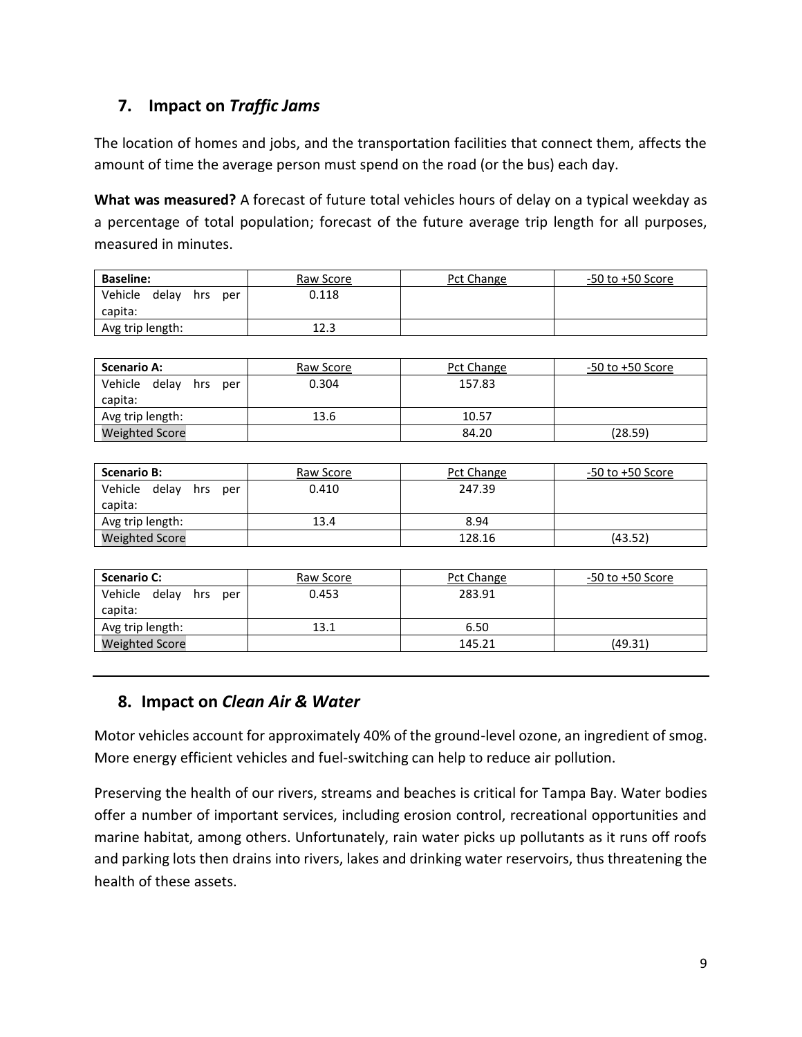## 7. Impact on *Traffic Jams*

The location of homes and jobs, and the transportation facilities that connect them, affects the amount of time the average person must spend on the road (or the bus) each day.

**What was measured?** A forecast of future total vehicles hours of delay on a typical weekday as a percentage of total population; forecast of the future average trip length for all purposes, measured in minutes.

| **Baseline:** | Raw Score | Pct Change | -50 to +50 Score |
|---|---|---|---|
| Vehicle delay hrs per capita: | 0.118 | | |
| Avg trip length: | 12.3 | | |

| **Scenario A:** | Raw Score | Pct Change | -50 to +50 Score |
|---|---|---|---|
| Vehicle delay hrs per capita: | 0.304 | 157.83 | |
| Avg trip length: | 13.6 | 10.57 | |
| Weighted Score | | 84.20 | (28.59) |

| **Scenario B:** | Raw Score | Pct Change | -50 to +50 Score |
|---|---|---|---|
| Vehicle delay hrs per capita: | 0.410 | 247.39 | |
| Avg trip length: | 13.4 | 8.94 | |
| Weighted Score | | 128.16 | (43.52) |

| **Scenario C:** | Raw Score | Pct Change | -50 to +50 Score |
|---|---|---|---|
| Vehicle delay hrs per capita: | 0.453 | 283.91 | |
| Avg trip length: | 13.1 | 6.50 | |
| Weighted Score | | 145.21 | (49.31) |

## 8. Impact on *Clean Air & Water*

Motor vehicles account for approximately 40% of the ground-level ozone, an ingredient of smog. More energy efficient vehicles and fuel-switching can help to reduce air pollution.

Preserving the health of our rivers, streams and beaches is critical for Tampa Bay. Water bodies offer a number of important services, including erosion control, recreational opportunities and marine habitat, among others. Unfortunately, rain water picks up pollutants as it runs off roofs and parking lots then drains into rivers, lakes and drinking water reservoirs, thus threatening the health of these assets.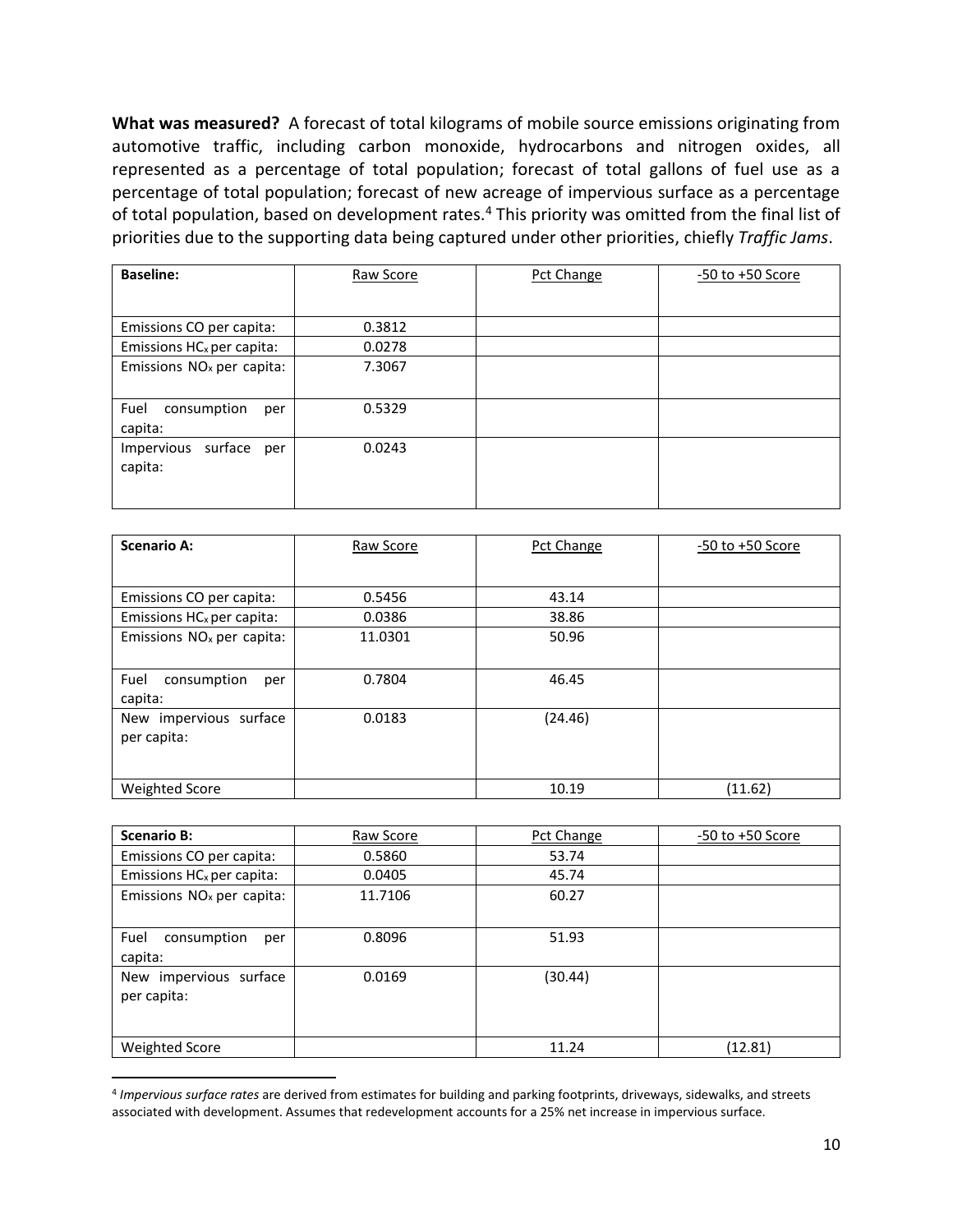**What was measured?** A forecast of total kilograms of mobile source emissions originating from automotive traffic, including carbon monoxide, hydrocarbons and nitrogen oxides, all represented as a percentage of total population; forecast of total gallons of fuel use as a percentage of total population; forecast of new acreage of impervious surface as a percentage of total population, based on development rates.[4] This priority was omitted from the final list of priorities due to the supporting data being captured under other priorities, chiefly *Traffic Jams*.

| **Baseline:** | Raw Score | Pct Change | -50 to +50 Score |
|---|---|---|---|
| Emissions CO per capita: | 0.3812 | | |
| Emissions $HC_x$ per capita: | 0.0278 | | |
| Emissions $NO_x$ per capita: | 7.3067 | | |
| Fuel consumption per capita: | 0.5329 | | |
| Impervious surface per capita: | 0.0243 | | |

| **Scenario A:** | Raw Score | Pct Change | -50 to +50 Score |
|---|---|---|---|
| Emissions CO per capita: | 0.5456 | 43.14 | |
| Emissions $HC_x$ per capita: | 0.0386 | 38.86 | |
| Emissions $NO_x$ per capita: | 11.0301 | 50.96 | |
| Fuel consumption per capita: | 0.7804 | 46.45 | |
| New impervious surface per capita: | 0.0183 | (24.46) | |
| Weighted Score | | 10.19 | (11.62) |

| **Scenario B:** | Raw Score | Pct Change | -50 to +50 Score |
|---|---|---|---|
| Emissions CO per capita: | 0.5860 | 53.74 | |
| Emissions $HC_x$ per capita: | 0.0405 | 45.74 | |
| Emissions $NO_x$ per capita: | 11.7106 | 60.27 | |
| Fuel consumption per capita: | 0.8096 | 51.93 | |
| New impervious surface per capita: | 0.0169 | (30.44) | |
| Weighted Score | | 11.24 | (12.81) |

[4] *Impervious surface rates* are derived from estimates for building and parking footprints, driveways, sidewalks, and streets associated with development. Assumes that redevelopment accounts for a 25% net increase in impervious surface.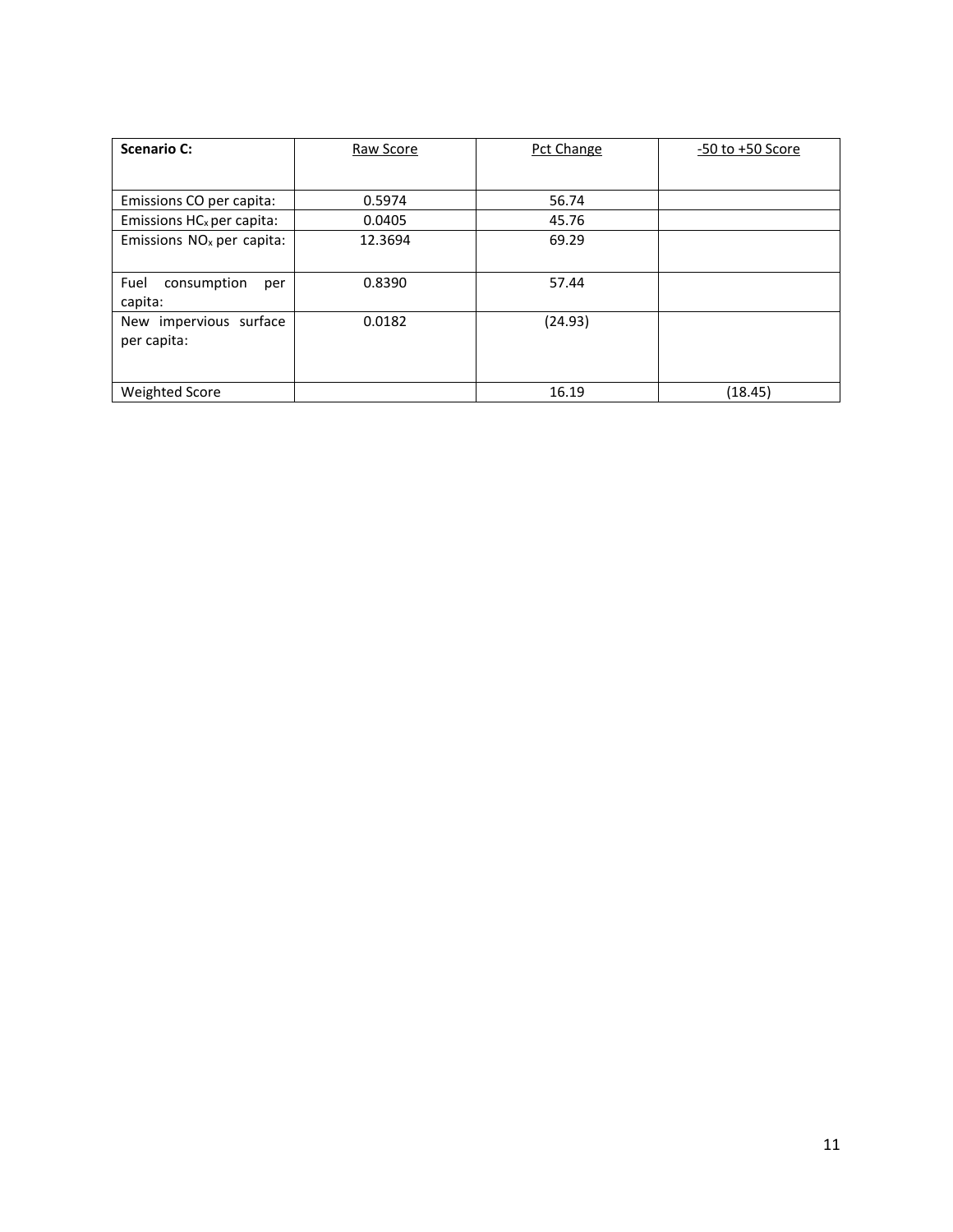| **Scenario C:** | Raw Score | Pct Change | -50 to +50 Score |
|---|---|---|---|
| Emissions CO per capita: | 0.5974 | 56.74 | |
| Emissions $HC_x$ per capita: | 0.0405 | 45.76 | |
| Emissions $NO_x$ per capita: | 12.3694 | 69.29 | |
| Fuel consumption per capita: | 0.8390 | 57.44 | |
| New impervious surface per capita: | 0.0182 | (24.93) | |
| Weighted Score | | 16.19 | (18.45) |